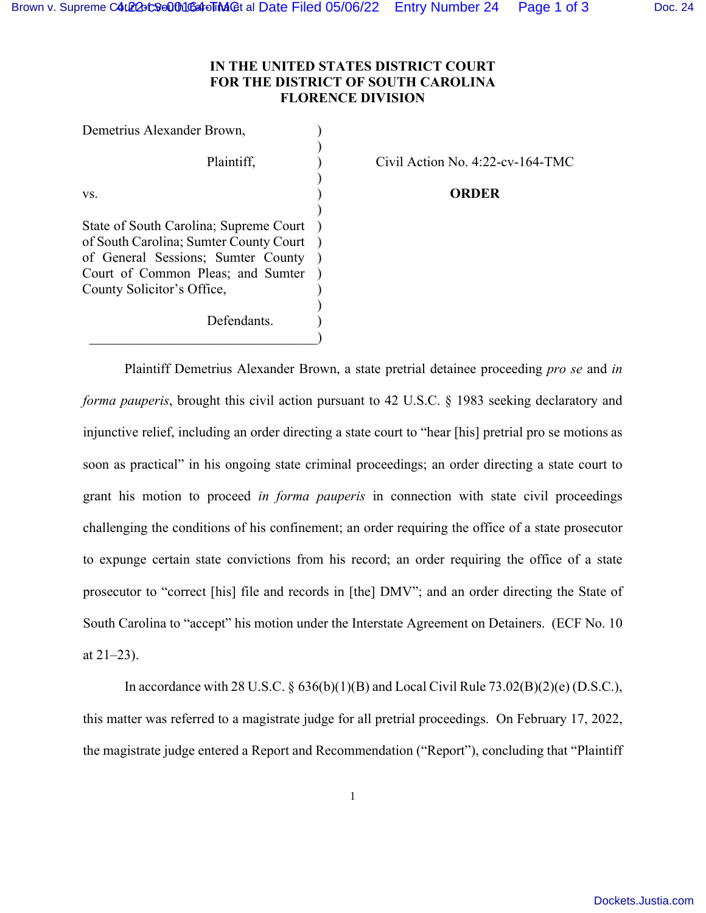**IN THE UNITED STATES DISTRICT COURT**
**FOR THE DISTRICT OF SOUTH CAROLINA**
**FLORENCE DIVISION**

Demetrius Alexander Brown,

Plaintiff,

vs.

State of South Carolina; Supreme Court of South Carolina; Sumter County Court of General Sessions; Sumter County Court of Common Pleas; and Sumter County Solicitor's Office,

Defendants.

Civil Action No. 4:22-cv-164-TMC

**ORDER**

Plaintiff Demetrius Alexander Brown, a state pretrial detainee proceeding *pro se* and *in forma pauperis*, brought this civil action pursuant to 42 U.S.C. § 1983 seeking declaratory and injunctive relief, including an order directing a state court to "hear [his] pretrial pro se motions as soon as practical" in his ongoing state criminal proceedings; an order directing a state court to grant his motion to proceed *in forma pauperis* in connection with state civil proceedings challenging the conditions of his confinement; an order requiring the office of a state prosecutor to expunge certain state convictions from his record; an order requiring the office of a state prosecutor to "correct [his] file and records in [the] DMV"; and an order directing the State of South Carolina to "accept" his motion under the Interstate Agreement on Detainers. (ECF No. 10 at 21–23).

In accordance with 28 U.S.C. § 636(b)(1)(B) and Local Civil Rule 73.02(B)(2)(e) (D.S.C.), this matter was referred to a magistrate judge for all pretrial proceedings. On February 17, 2022, the magistrate judge entered a Report and Recommendation ("Report"), concluding that "Plaintiff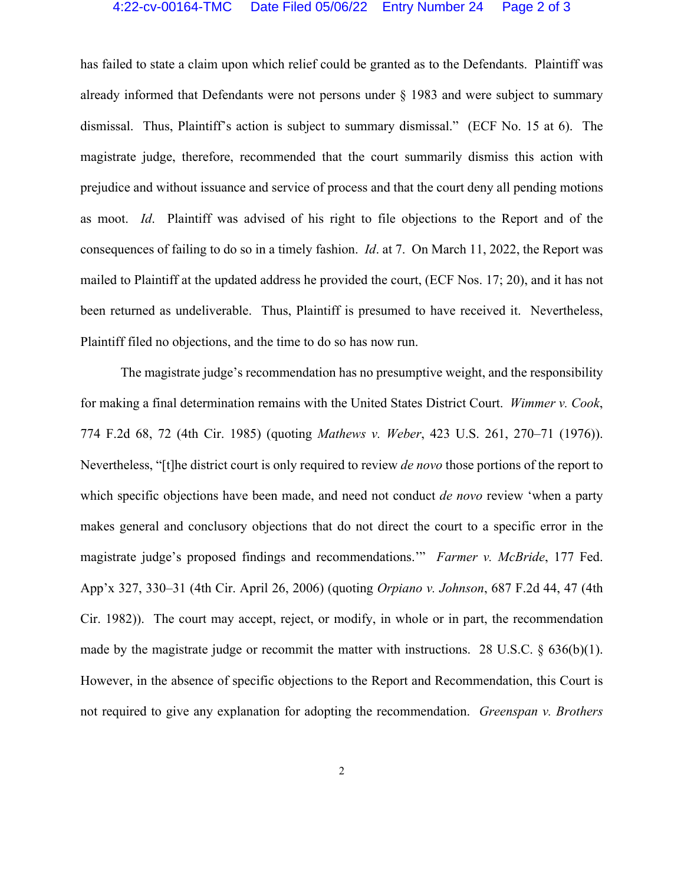has failed to state a claim upon which relief could be granted as to the Defendants. Plaintiff was already informed that Defendants were not persons under § 1983 and were subject to summary dismissal. Thus, Plaintiff's action is subject to summary dismissal." (ECF No. 15 at 6). The magistrate judge, therefore, recommended that the court summarily dismiss this action with prejudice and without issuance and service of process and that the court deny all pending motions as moot. *Id*. Plaintiff was advised of his right to file objections to the Report and of the consequences of failing to do so in a timely fashion. *Id*. at 7. On March 11, 2022, the Report was mailed to Plaintiff at the updated address he provided the court, (ECF Nos. 17; 20), and it has not been returned as undeliverable. Thus, Plaintiff is presumed to have received it. Nevertheless, Plaintiff filed no objections, and the time to do so has now run.

The magistrate judge's recommendation has no presumptive weight, and the responsibility for making a final determination remains with the United States District Court. *Wimmer v. Cook*, 774 F.2d 68, 72 (4th Cir. 1985) (quoting *Mathews v. Weber*, 423 U.S. 261, 270–71 (1976)). Nevertheless, "[t]he district court is only required to review *de novo* those portions of the report to which specific objections have been made, and need not conduct *de novo* review 'when a party makes general and conclusory objections that do not direct the court to a specific error in the magistrate judge's proposed findings and recommendations.'" *Farmer v. McBride*, 177 Fed. App'x 327, 330–31 (4th Cir. April 26, 2006) (quoting *Orpiano v. Johnson*, 687 F.2d 44, 47 (4th Cir. 1982)). The court may accept, reject, or modify, in whole or in part, the recommendation made by the magistrate judge or recommit the matter with instructions. 28 U.S.C. § 636(b)(1). However, in the absence of specific objections to the Report and Recommendation, this Court is not required to give any explanation for adopting the recommendation. *Greenspan v. Brothers*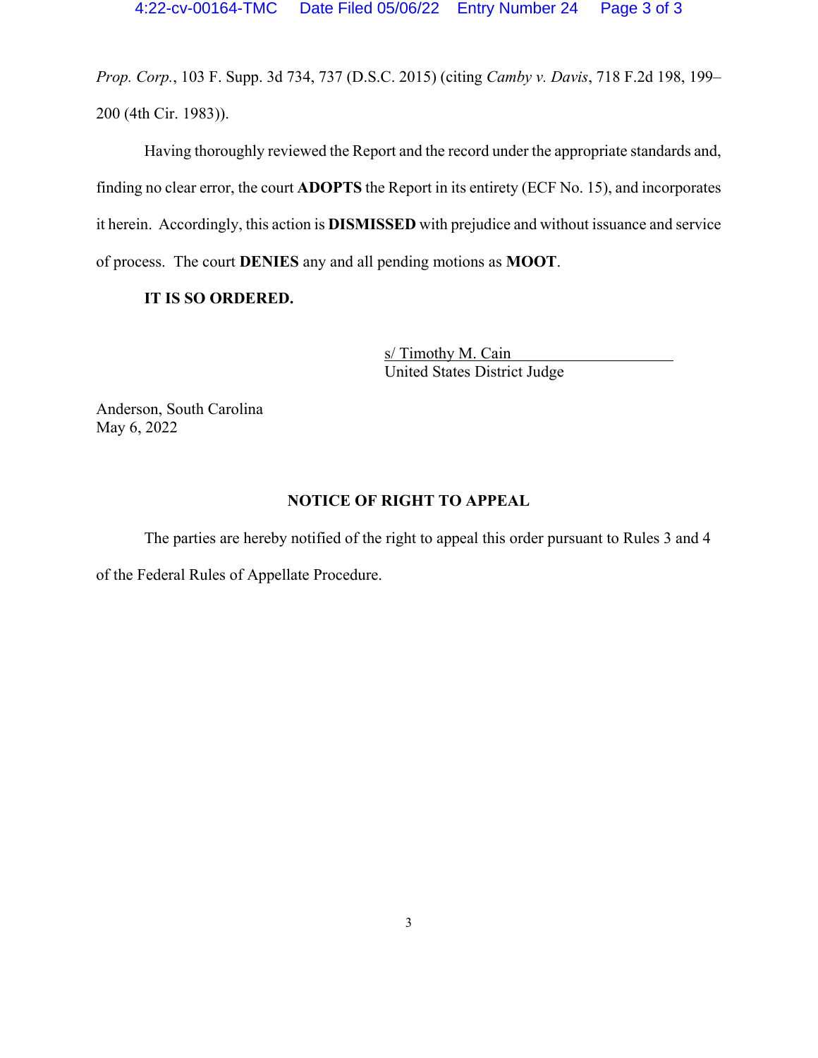*Prop. Corp.*, 103 F. Supp. 3d 734, 737 (D.S.C. 2015) (citing *Camby v. Davis*, 718 F.2d 198, 199–200 (4th Cir. 1983)).

Having thoroughly reviewed the Report and the record under the appropriate standards and, finding no clear error, the court **ADOPTS** the Report in its entirety (ECF No. 15), and incorporates it herein. Accordingly, this action is **DISMISSED** with prejudice and without issuance and service of process. The court **DENIES** any and all pending motions as **MOOT**.

**IT IS SO ORDERED.**

s/ Timothy M. Cain
United States District Judge

Anderson, South Carolina
May 6, 2022

**NOTICE OF RIGHT TO APPEAL**

The parties are hereby notified of the right to appeal this order pursuant to Rules 3 and 4 of the Federal Rules of Appellate Procedure.